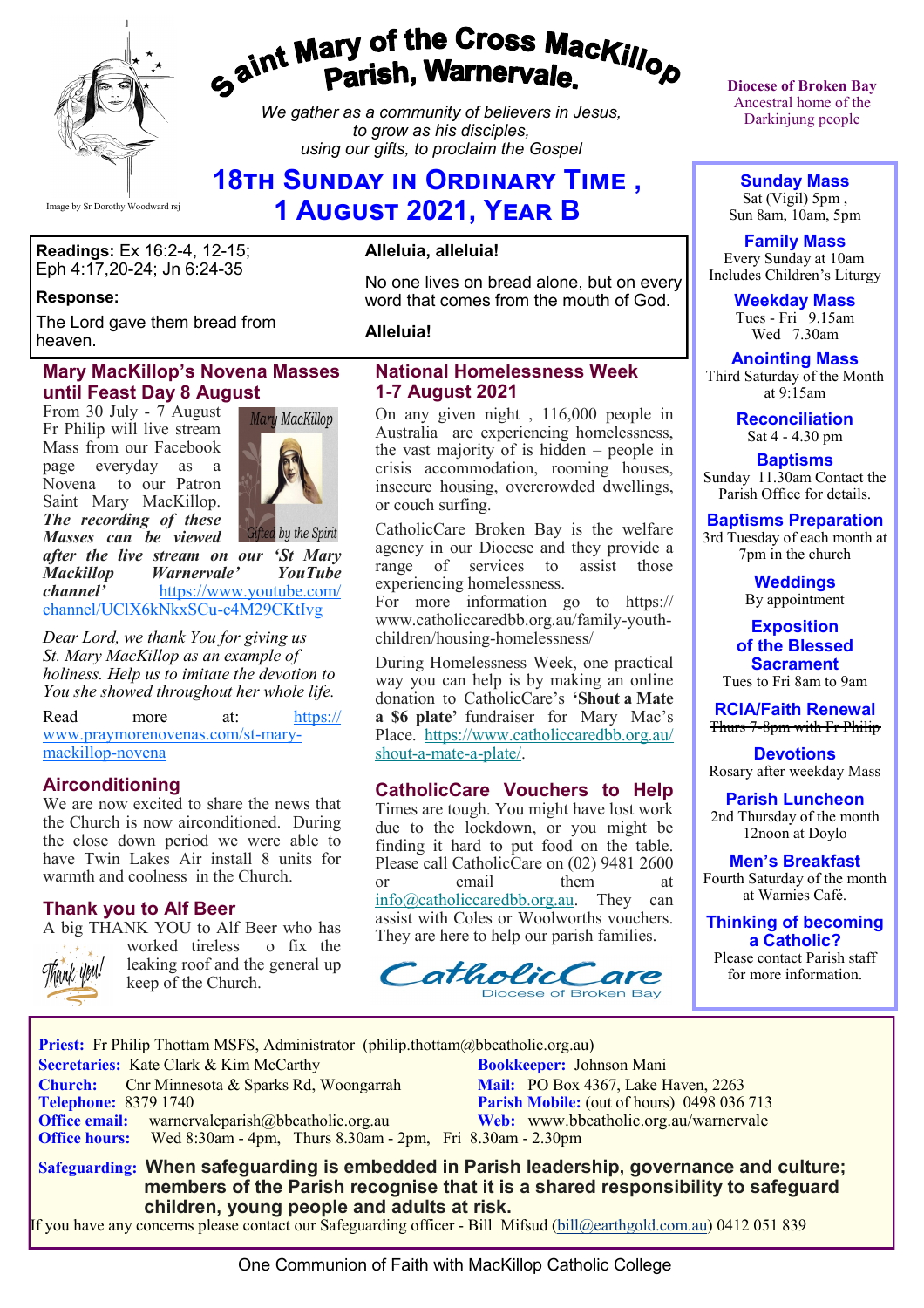# Saint Mary of the Cross MacKillop Parish, Warnervale.

*We gather as a community of believers in Jesus, to grow as his disciples, using our gifts, to proclaim the Gospel*

Image by Sr Dorothy Woodward rsj

Diocese of Broken Bay
Ancestral home of the Darkinjung people

## 18th Sunday in Ordinary Time, 1 August 2021, Year B

**Readings:** Ex 16:2-4, 12-15; Eph 4:17,20-24; Jn 6:24-35

**Response:**

The Lord gave them bread from heaven.

**Alleluia, alleluia!**

No one lives on bread alone, but on every word that comes from the mouth of God.

**Alleluia!**

### Mary MacKillop's Novena Masses until Feast Day 8 August

From 30 July - 7 August Fr Philip will live stream Mass from our Facebook page everyday as a Novena to our Patron Saint Mary MacKillop. ***The recording of these Masses can be viewed after the live stream on our 'St Mary Mackillop Warnervale' YouTube channel'*** https://www.youtube.com/channel/UClX6kNkxSCu-c4M29CKtIvg

Mary MacKillop — Gifted by the Spirit

*Dear Lord, we thank You for giving us St. Mary MacKillop as an example of holiness. Help us to imitate the devotion to You she showed throughout her whole life.*

Read more at: https://www.praymorenovenas.com/st-mary-mackillop-novena

### Airconditioning

We are now excited to share the news that the Church is now airconditioned. During the close down period we were able to have Twin Lakes Air install 8 units for warmth and coolness in the Church.

### Thank you to Alf Beer

A big THANK YOU to Alf Beer who has worked tireless o fix the leaking roof and the general up keep of the Church.

### National Homelessness Week 1-7 August 2021

On any given night , 116,000 people in Australia are experiencing homelessness, the vast majority of is hidden – people in crisis accommodation, rooming houses, insecure housing, overcrowded dwellings, or couch surfing.

CatholicCare Broken Bay is the welfare agency in our Diocese and they provide a range of services to assist those experiencing homelessness.
For more information go to https://www.catholiccaredbb.org.au/family-youth-children/housing-homelessness/

During Homelessness Week, one practical way you can help is by making an online donation to CatholicCare's **'Shout a Mate a $6 plate'** fundraiser for Mary Mac's Place. https://www.catholiccaredbb.org.au/shout-a-mate-a-plate/.

### CatholicCare Vouchers to Help

Times are tough. You might have lost work due to the lockdown, or you might be finding it hard to put food on the table. Please call CatholicCare on (02) 9481 2600 or email them at info@catholiccaredbb.org.au. They can assist with Coles or Woolworths vouchers. They are here to help our parish families.

CatholicCare Diocese of Broken Bay

**Sunday Mass**
Sat (Vigil) 5pm ,
Sun 8am, 10am, 5pm

**Family Mass**
Every Sunday at 10am
Includes Children's Liturgy

**Weekday Mass**
Tues - Fri 9.15am
Wed 7.30am

**Anointing Mass**
Third Saturday of the Month at 9:15am

**Reconciliation**
Sat 4 - 4.30 pm

**Baptisms**
Sunday 11.30am Contact the Parish Office for details.

**Baptisms Preparation**
3rd Tuesday of each month at 7pm in the church

**Weddings**
By appointment

**Exposition of the Blessed Sacrament**
Tues to Fri 8am to 9am

**RCIA/Faith Renewal**
~~Thurs 7-8pm with Fr Philip~~

**Devotions**
Rosary after weekday Mass

**Parish Luncheon**
2nd Thursday of the month 12noon at Doylo

**Men's Breakfast**
Fourth Saturday of the month at Warnies Café.

**Thinking of becoming a Catholic?**
Please contact Parish staff for more information.

---

**Priest:** Fr Philip Thottam MSFS, Administrator (philip.thottam@bbcatholic.org.au)
**Secretaries:** Kate Clark & Kim McCarthy
**Bookkeeper:** Johnson Mani
**Church:** Cnr Minnesota & Sparks Rd, Woongarrah
**Mail:** PO Box 4367, Lake Haven, 2263
**Telephone:** 8379 1740
**Parish Mobile:** (out of hours) 0498 036 713
**Office email:** warnervaleparish@bbcatholic.org.au
**Web:** www.bbcatholic.org.au/warnervale
**Office hours:** Wed 8:30am - 4pm, Thurs 8.30am - 2pm, Fri 8.30am - 2.30pm

**Safeguarding: When safeguarding is embedded in Parish leadership, governance and culture; members of the Parish recognise that it is a shared responsibility to safeguard children, young people and adults at risk.**
If you have any concerns please contact our Safeguarding officer - Bill Mifsud (bill@earthgold.com.au) 0412 051 839

One Communion of Faith with MacKillop Catholic College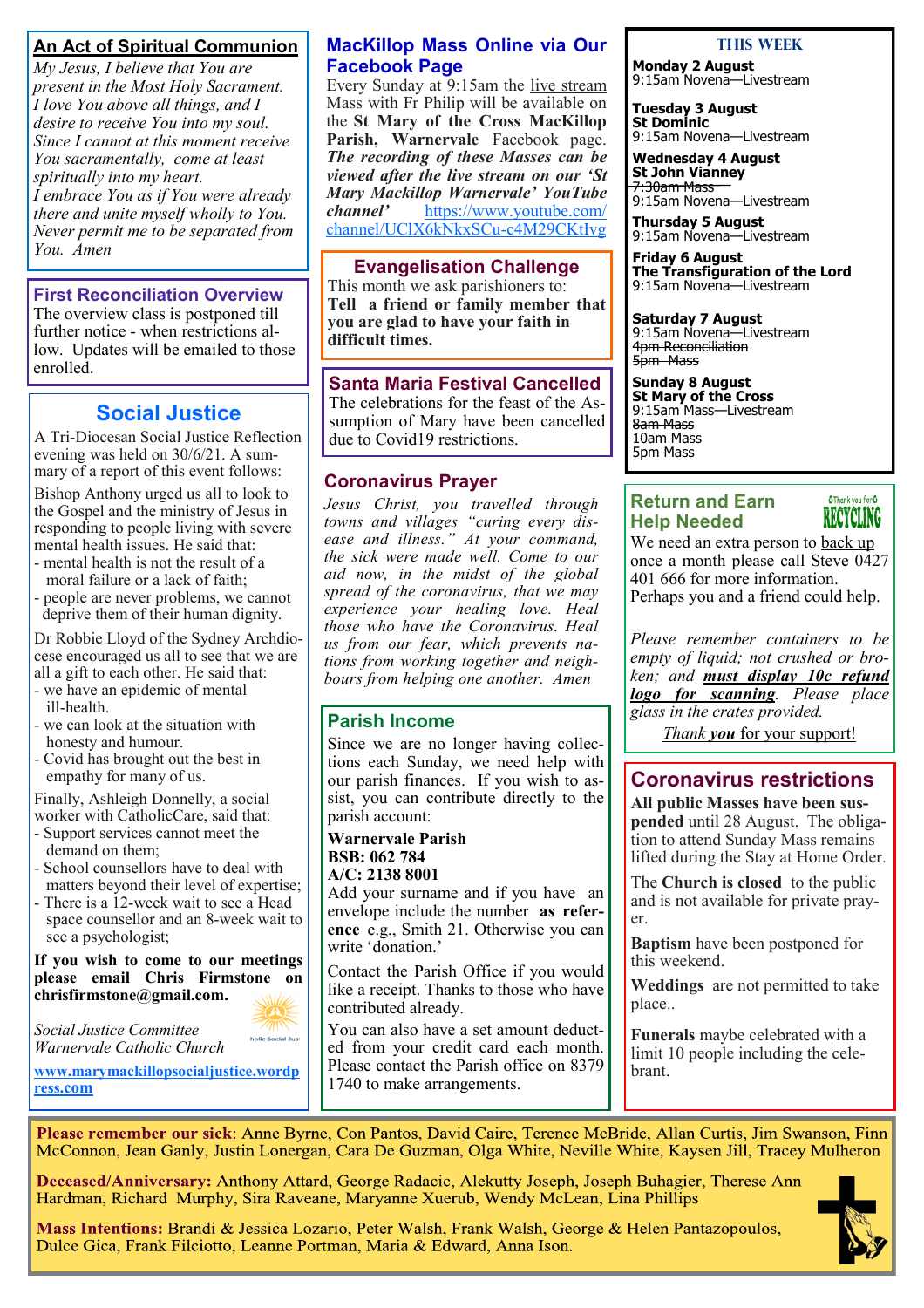## An Act of Spiritual Communion

*My Jesus, I believe that You are present in the Most Holy Sacrament. I love You above all things, and I desire to receive You into my soul. Since I cannot at this moment receive You sacramentally, come at least spiritually into my heart.*
*I embrace You as if You were already there and unite myself wholly to You. Never permit me to be separated from You. Amen*

## First Reconciliation Overview

The overview class is postponed till further notice - when restrictions allow. Updates will be emailed to those enrolled.

## Social Justice

A Tri-Diocesan Social Justice Reflection evening was held on 30/6/21. A summary of a report of this event follows:

Bishop Anthony urged us all to look to the Gospel and the ministry of Jesus in responding to people living with severe mental health issues. He said that:
- mental health is not the result of a moral failure or a lack of faith;
- people are never problems, we cannot deprive them of their human dignity.

Dr Robbie Lloyd of the Sydney Archdiocese encouraged us all to see that we are all a gift to each other. He said that:
- we have an epidemic of mental ill-health.
- we can look at the situation with honesty and humour.
- Covid has brought out the best in empathy for many of us.

Finally, Ashleigh Donnelly, a social worker with CatholicCare, said that:
- Support services cannot meet the demand on them;
- School counsellors have to deal with matters beyond their level of expertise;
- There is a 12-week wait to see a Head space counsellor and an 8-week wait to see a psychologist;

**If you wish to come to our meetings please email Chris Firmstone on chrisfirmstone@gmail.com.**

*Social Justice Committee*
*Warnervale Catholic Church*

**www.marymackillopsocialjustice.wordpress.com**

## MacKillop Mass Online via Our Facebook Page

Every Sunday at 9:15am the live stream Mass with Fr Philip will be available on the **St Mary of the Cross MacKillop Parish, Warnervale** Facebook page. ***The recording of these Masses can be viewed after the live stream on our 'St Mary Mackillop Warnervale' YouTube channel'*** https://www.youtube.com/channel/UClX6kNkxSCu-c4M29CKtIvg

## Evangelisation Challenge

This month we ask parishioners to:
**Tell a friend or family member that you are glad to have your faith in difficult times.**

## Santa Maria Festival Cancelled

The celebrations for the feast of the Assumption of Mary have been cancelled due to Covid19 restrictions.

## Coronavirus Prayer

*Jesus Christ, you travelled through towns and villages "curing every disease and illness." At your command, the sick were made well. Come to our aid now, in the midst of the global spread of the coronavirus, that we may experience your healing love. Heal those who have the Coronavirus. Heal us from our fear, which prevents nations from working together and neighbours from helping one another. Amen*

## Parish Income

Since we are no longer having collections each Sunday, we need help with our parish finances. If you wish to assist, you can contribute directly to the parish account:

**Warnervale Parish**
**BSB: 062 784**
**A/C: 2138 8001**

Add your surname and if you have an envelope include the number **as reference** e.g., Smith 21. Otherwise you can write 'donation.'

Contact the Parish Office if you would like a receipt. Thanks to those who have contributed already.

You can also have a set amount deducted from your credit card each month. Please contact the Parish office on 8379 1740 to make arrangements.

## THIS WEEK

**Monday 2 August**
9:15am Novena—Livestream

**Tuesday 3 August**
**St Dominic**
9:15am Novena—Livestream

**Wednesday 4 August**
**St John Vianney**
~~7:30am Mass~~
9:15am Novena—Livestream

**Thursday 5 August**
9:15am Novena—Livestream

**Friday 6 August**
**The Transfiguration of the Lord**
9:15am Novena—Livestream

**Saturday 7 August**
9:15am Novena—Livestream
~~4pm Reconciliation~~
~~5pm Mass~~

**Sunday 8 August**
**St Mary of the Cross**
9:15am Mass—Livestream
~~8am Mass~~
~~10am Mass~~
~~5pm Mass~~

## Return and Earn Help Needed

We need an extra person to back up once a month please call Steve 0427 401 666 for more information. Perhaps you and a friend could help.

*Please remember containers to be empty of liquid; not crushed or broken; and **must display 10c refund logo for scanning**. Please place glass in the crates provided.*

*Thank **you** for your support!*

## Coronavirus restrictions

**All public Masses have been suspended** until 28 August. The obligation to attend Sunday Mass remains lifted during the Stay at Home Order.

The **Church is closed** to the public and is not available for private prayer.

**Baptism** have been postponed for this weekend.

**Weddings** are not permitted to take place..

**Funerals** maybe celebrated with a limit 10 people including the celebrant.

**Please remember our sick**: Anne Byrne, Con Pantos, David Caire, Terence McBride, Allan Curtis, Jim Swanson, Finn McConnon, Jean Ganly, Justin Lonergan, Cara De Guzman, Olga White, Neville White, Kaysen Jill, Tracey Mulheron

**Deceased/Anniversary:** Anthony Attard, George Radacic, Alekutty Joseph, Joseph Buhagier, Therese Ann Hardman, Richard Murphy, Sira Raveane, Maryanne Xuerub, Wendy McLean, Lina Phillips

**Mass Intentions:** Brandi & Jessica Lozario, Peter Walsh, Frank Walsh, George & Helen Pantazopoulos, Dulce Gica, Frank Filciotto, Leanne Portman, Maria & Edward, Anna Ison.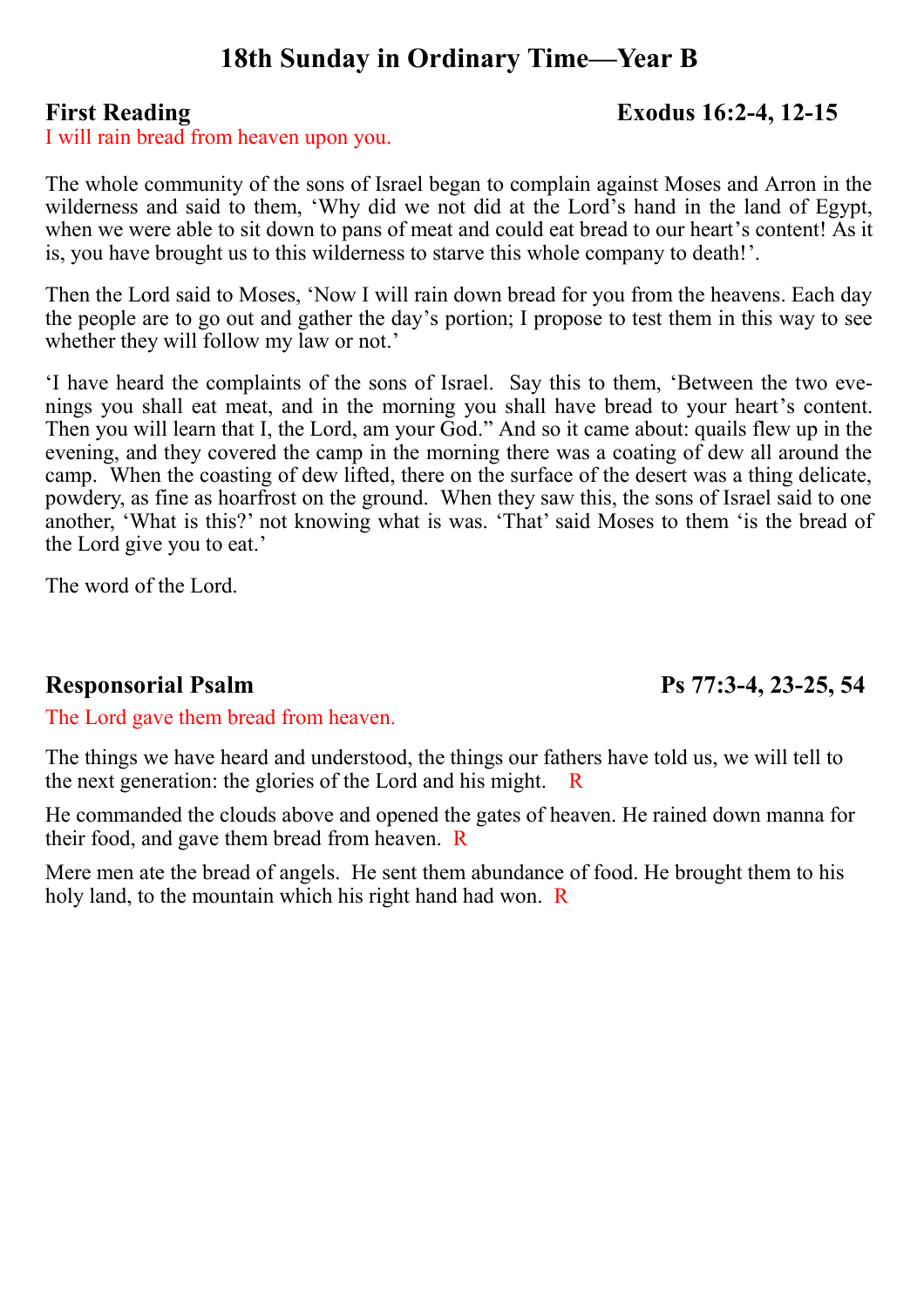# 18th Sunday in Ordinary Time—Year B

## First Reading — Exodus 16:2-4, 12-15

I will rain bread from heaven upon you.

The whole community of the sons of Israel began to complain against Moses and Arron in the wilderness and said to them, 'Why did we not did at the Lord's hand in the land of Egypt, when we were able to sit down to pans of meat and could eat bread to our heart's content! As it is, you have brought us to this wilderness to starve this whole company to death!'.

Then the Lord said to Moses, 'Now I will rain down bread for you from the heavens. Each day the people are to go out and gather the day's portion; I propose to test them in this way to see whether they will follow my law or not.'

'I have heard the complaints of the sons of Israel. Say this to them, 'Between the two evenings you shall eat meat, and in the morning you shall have bread to your heart's content. Then you will learn that I, the Lord, am your God." And so it came about: quails flew up in the evening, and they covered the camp in the morning there was a coating of dew all around the camp. When the coasting of dew lifted, there on the surface of the desert was a thing delicate, powdery, as fine as hoarfrost on the ground. When they saw this, the sons of Israel said to one another, 'What is this?' not knowing what is was. 'That' said Moses to them 'is the bread of the Lord give you to eat.'

The word of the Lord.

## Responsorial Psalm — Ps 77:3-4, 23-25, 54

The Lord gave them bread from heaven.

The things we have heard and understood, the things our fathers have told us, we will tell to the next generation: the glories of the Lord and his might. R

He commanded the clouds above and opened the gates of heaven. He rained down manna for their food, and gave them bread from heaven. R

Mere men ate the bread of angels. He sent them abundance of food. He brought them to his holy land, to the mountain which his right hand had won. R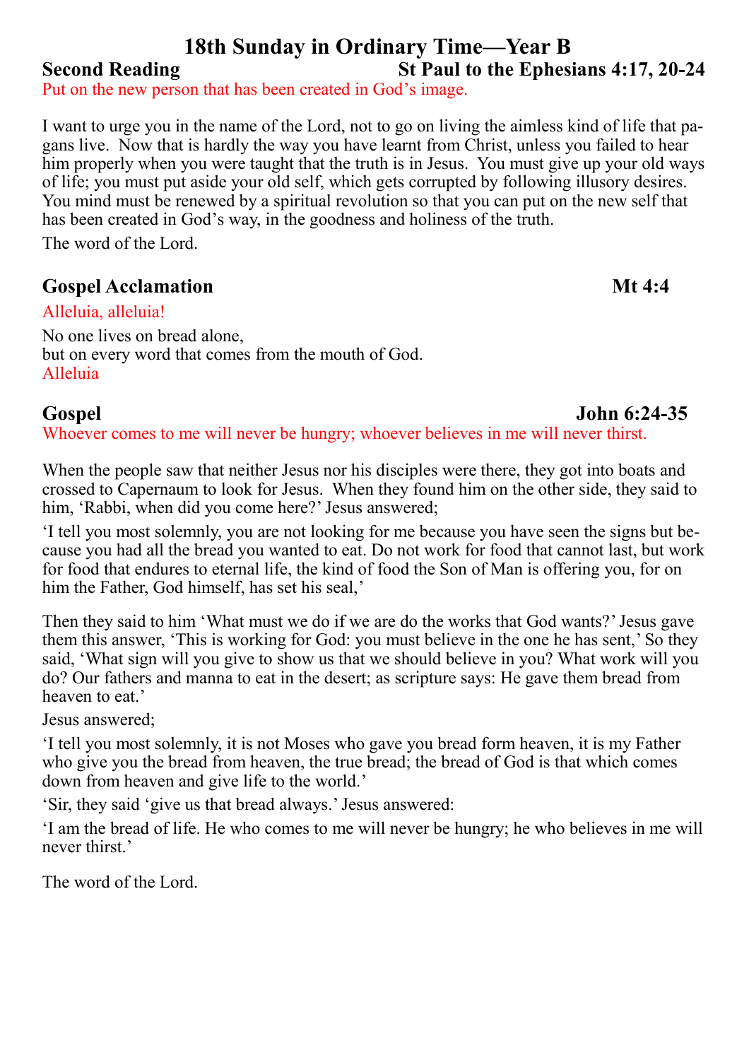# 18th Sunday in Ordinary Time—Year B

**Second Reading** **St Paul to the Ephesians 4:17, 20-24**

Put on the new person that has been created in God's image.

I want to urge you in the name of the Lord, not to go on living the aimless kind of life that pagans live. Now that is hardly the way you have learnt from Christ, unless you failed to hear him properly when you were taught that the truth is in Jesus. You must give up your old ways of life; you must put aside your old self, which gets corrupted by following illusory desires. You mind must be renewed by a spiritual revolution so that you can put on the new self that has been created in God's way, in the goodness and holiness of the truth.

The word of the Lord.

## Gospel Acclamation **Mt 4:4**

Alleluia, alleluia!

No one lives on bread alone,
but on every word that comes from the mouth of God.
Alleluia

## Gospel **John 6:24-35**

Whoever comes to me will never be hungry; whoever believes in me will never thirst.

When the people saw that neither Jesus nor his disciples were there, they got into boats and crossed to Capernaum to look for Jesus. When they found him on the other side, they said to him, 'Rabbi, when did you come here?' Jesus answered;

'I tell you most solemnly, you are not looking for me because you have seen the signs but because you had all the bread you wanted to eat. Do not work for food that cannot last, but work for food that endures to eternal life, the kind of food the Son of Man is offering you, for on him the Father, God himself, has set his seal,'

Then they said to him 'What must we do if we are do the works that God wants?' Jesus gave them this answer, 'This is working for God: you must believe in the one he has sent,' So they said, 'What sign will you give to show us that we should believe in you? What work will you do? Our fathers and manna to eat in the desert; as scripture says: He gave them bread from heaven to eat.'

Jesus answered;

'I tell you most solemnly, it is not Moses who gave you bread form heaven, it is my Father who give you the bread from heaven, the true bread; the bread of God is that which comes down from heaven and give life to the world.'

'Sir, they said 'give us that bread always.' Jesus answered:

'I am the bread of life. He who comes to me will never be hungry; he who believes in me will never thirst.'

The word of the Lord.